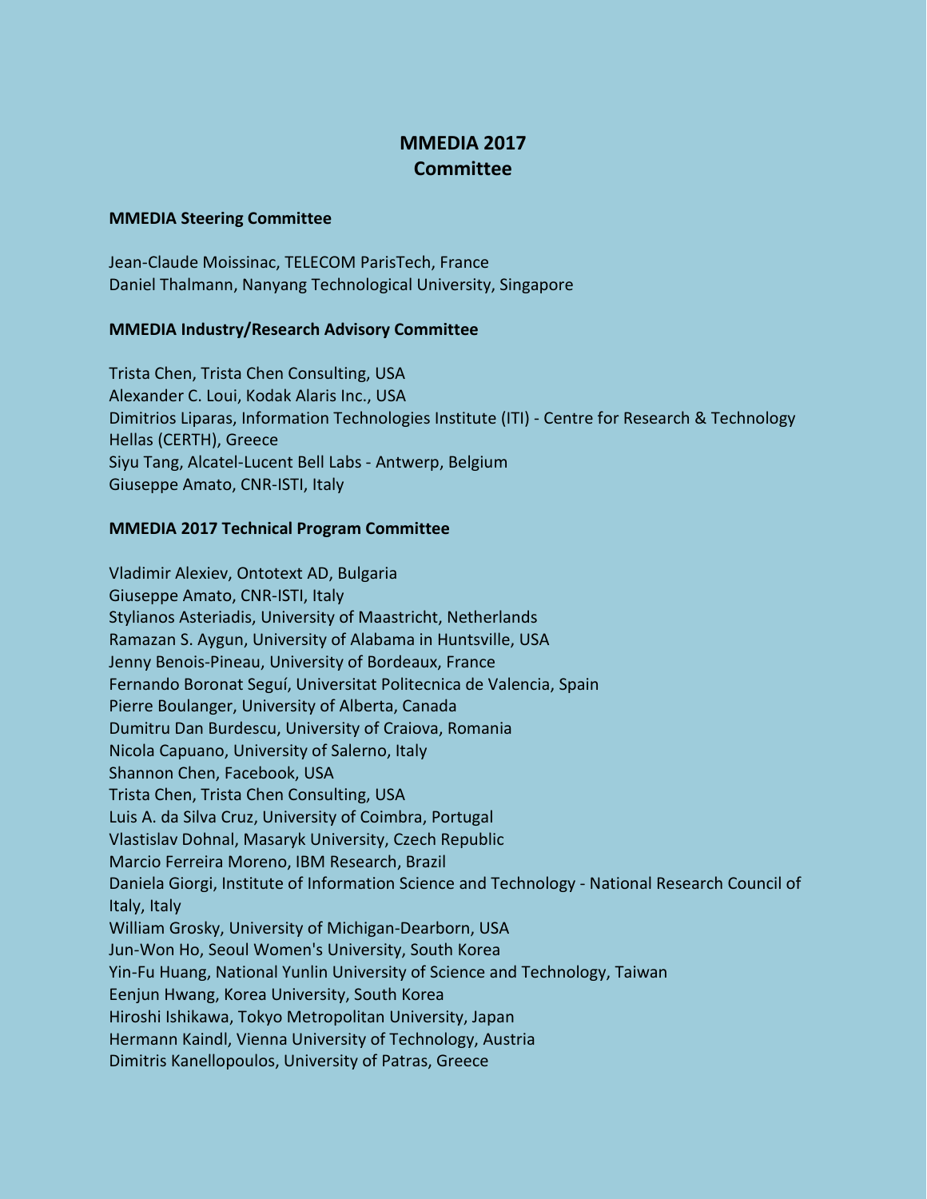# MMEDIA 2017
# Committee

**MMEDIA Steering Committee**

Jean-Claude Moissinac, TELECOM ParisTech, France
Daniel Thalmann, Nanyang Technological University, Singapore

**MMEDIA Industry/Research Advisory Committee**

Trista Chen, Trista Chen Consulting, USA
Alexander C. Loui, Kodak Alaris Inc., USA
Dimitrios Liparas, Information Technologies Institute (ITI) - Centre for Research & Technology Hellas (CERTH), Greece
Siyu Tang, Alcatel-Lucent Bell Labs - Antwerp, Belgium
Giuseppe Amato, CNR-ISTI, Italy

**MMEDIA 2017 Technical Program Committee**

Vladimir Alexiev, Ontotext AD, Bulgaria
Giuseppe Amato, CNR-ISTI, Italy
Stylianos Asteriadis, University of Maastricht, Netherlands
Ramazan S. Aygun, University of Alabama in Huntsville, USA
Jenny Benois-Pineau, University of Bordeaux, France
Fernando Boronat Seguí, Universitat Politecnica de Valencia, Spain
Pierre Boulanger, University of Alberta, Canada
Dumitru Dan Burdescu, University of Craiova, Romania
Nicola Capuano, University of Salerno, Italy
Shannon Chen, Facebook, USA
Trista Chen, Trista Chen Consulting, USA
Luis A. da Silva Cruz, University of Coimbra, Portugal
Vlastislav Dohnal, Masaryk University, Czech Republic
Marcio Ferreira Moreno, IBM Research, Brazil
Daniela Giorgi, Institute of Information Science and Technology - National Research Council of Italy, Italy
William Grosky, University of Michigan-Dearborn, USA
Jun-Won Ho, Seoul Women's University, South Korea
Yin-Fu Huang, National Yunlin University of Science and Technology, Taiwan
Eenjun Hwang, Korea University, South Korea
Hiroshi Ishikawa, Tokyo Metropolitan University, Japan
Hermann Kaindl, Vienna University of Technology, Austria
Dimitris Kanellopoulos, University of Patras, Greece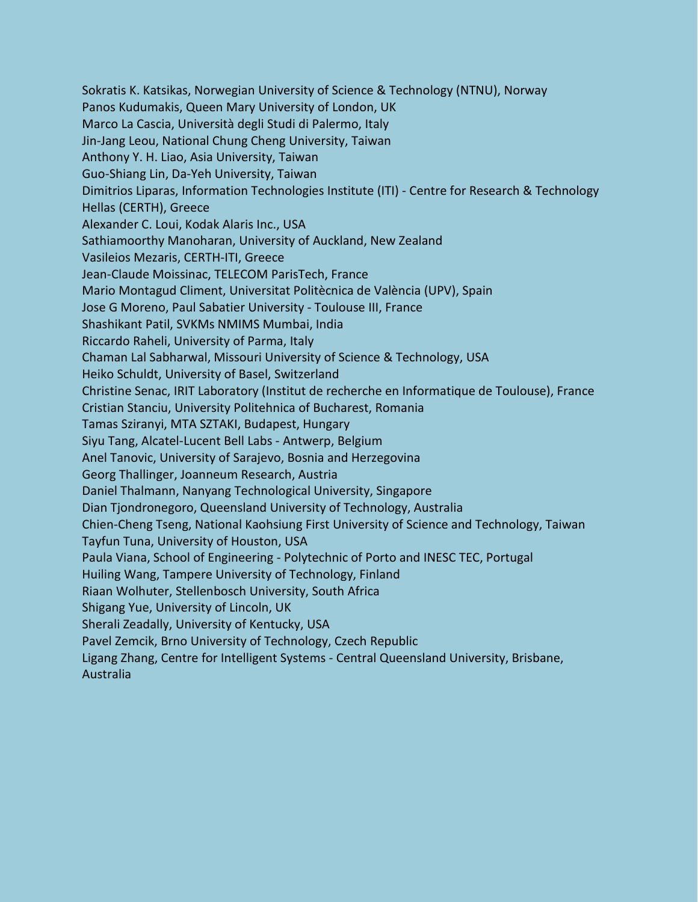Sokratis K. Katsikas, Norwegian University of Science & Technology (NTNU), Norway
Panos Kudumakis, Queen Mary University of London, UK
Marco La Cascia, Università degli Studi di Palermo, Italy
Jin-Jang Leou, National Chung Cheng University, Taiwan
Anthony Y. H. Liao, Asia University, Taiwan
Guo-Shiang Lin, Da-Yeh University, Taiwan
Dimitrios Liparas, Information Technologies Institute (ITI) - Centre for Research & Technology Hellas (CERTH), Greece
Alexander C. Loui, Kodak Alaris Inc., USA
Sathiamoorthy Manoharan, University of Auckland, New Zealand
Vasileios Mezaris, CERTH-ITI, Greece
Jean-Claude Moissinac, TELECOM ParisTech, France
Mario Montagud Climent, Universitat Politècnica de València (UPV), Spain
Jose G Moreno, Paul Sabatier University - Toulouse III, France
Shashikant Patil, SVKMs NMIMS Mumbai, India
Riccardo Raheli, University of Parma, Italy
Chaman Lal Sabharwal, Missouri University of Science & Technology, USA
Heiko Schuldt, University of Basel, Switzerland
Christine Senac, IRIT Laboratory (Institut de recherche en Informatique de Toulouse), France
Cristian Stanciu, University Politehnica of Bucharest, Romania
Tamas Sziranyi, MTA SZTAKI, Budapest, Hungary
Siyu Tang, Alcatel-Lucent Bell Labs - Antwerp, Belgium
Anel Tanovic, University of Sarajevo, Bosnia and Herzegovina
Georg Thallinger, Joanneum Research, Austria
Daniel Thalmann, Nanyang Technological University, Singapore
Dian Tjondronegoro, Queensland University of Technology, Australia
Chien-Cheng Tseng, National Kaohsiung First University of Science and Technology, Taiwan
Tayfun Tuna, University of Houston, USA
Paula Viana, School of Engineering - Polytechnic of Porto and INESC TEC, Portugal
Huiling Wang, Tampere University of Technology, Finland
Riaan Wolhuter, Stellenbosch University, South Africa
Shigang Yue, University of Lincoln, UK
Sherali Zeadally, University of Kentucky, USA
Pavel Zemcik, Brno University of Technology, Czech Republic
Ligang Zhang, Centre for Intelligent Systems - Central Queensland University, Brisbane, Australia